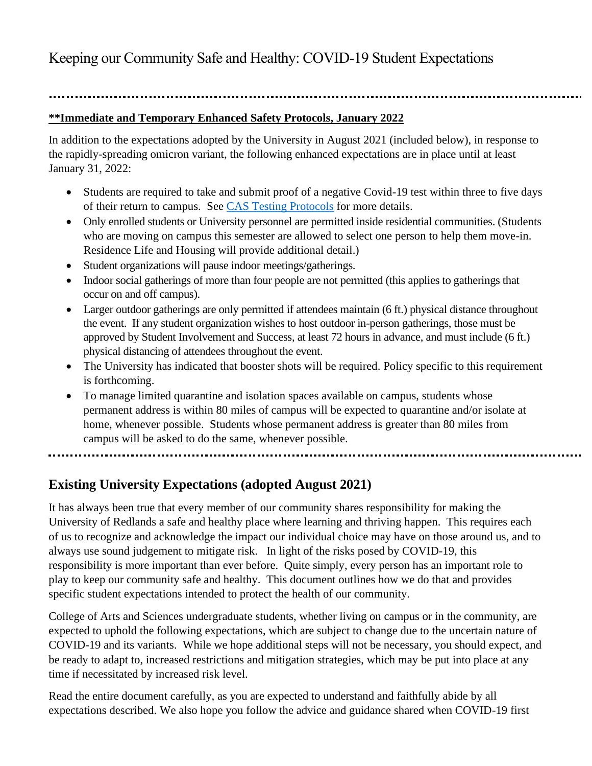# Keeping our Community Safe and Healthy: COVID-19 Student Expectations

---

**<u>**Immediate and Temporary Enhanced Safety Protocols, January 2022</u>**

In addition to the expectations adopted by the University in August 2021 (included below), in response to the rapidly-spreading omicron variant, the following enhanced expectations are in place until at least January 31, 2022:

- Students are required to take and submit proof of a negative Covid-19 test within three to five days of their return to campus. See CAS Testing Protocols for more details.
- Only enrolled students or University personnel are permitted inside residential communities. (Students who are moving on campus this semester are allowed to select one person to help them move-in. Residence Life and Housing will provide additional detail.)
- Student organizations will pause indoor meetings/gatherings.
- Indoor social gatherings of more than four people are not permitted (this applies to gatherings that occur on and off campus).
- Larger outdoor gatherings are only permitted if attendees maintain (6 ft.) physical distance throughout the event. If any student organization wishes to host outdoor in-person gatherings, those must be approved by Student Involvement and Success, at least 72 hours in advance, and must include (6 ft.) physical distancing of attendees throughout the event.
- The University has indicated that booster shots will be required. Policy specific to this requirement is forthcoming.
- To manage limited quarantine and isolation spaces available on campus, students whose permanent address is within 80 miles of campus will be expected to quarantine and/or isolate at home, whenever possible. Students whose permanent address is greater than 80 miles from campus will be asked to do the same, whenever possible.

---

## Existing University Expectations (adopted August 2021)

It has always been true that every member of our community shares responsibility for making the University of Redlands a safe and healthy place where learning and thriving happen. This requires each of us to recognize and acknowledge the impact our individual choice may have on those around us, and to always use sound judgement to mitigate risk. In light of the risks posed by COVID-19, this responsibility is more important than ever before. Quite simply, every person has an important role to play to keep our community safe and healthy. This document outlines how we do that and provides specific student expectations intended to protect the health of our community.

College of Arts and Sciences undergraduate students, whether living on campus or in the community, are expected to uphold the following expectations, which are subject to change due to the uncertain nature of COVID-19 and its variants. While we hope additional steps will not be necessary, you should expect, and be ready to adapt to, increased restrictions and mitigation strategies, which may be put into place at any time if necessitated by increased risk level.

Read the entire document carefully, as you are expected to understand and faithfully abide by all expectations described. We also hope you follow the advice and guidance shared when COVID-19 first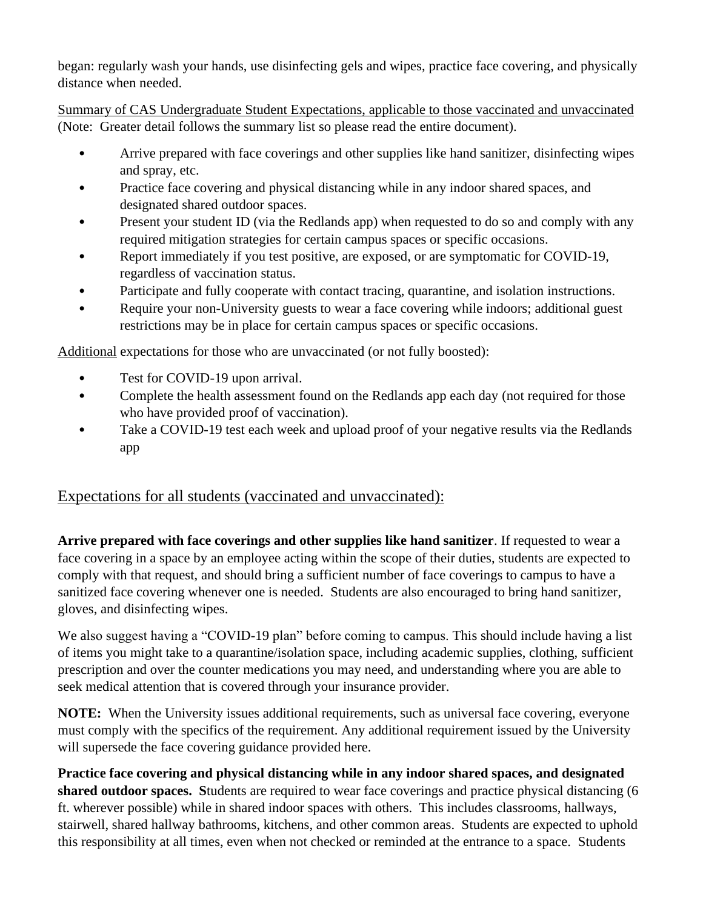began: regularly wash your hands, use disinfecting gels and wipes, practice face covering, and physically distance when needed.

<u>Summary of CAS Undergraduate Student Expectations, applicable to those vaccinated and unvaccinated</u> (Note: Greater detail follows the summary list so please read the entire document).

- Arrive prepared with face coverings and other supplies like hand sanitizer, disinfecting wipes and spray, etc.
- Practice face covering and physical distancing while in any indoor shared spaces, and designated shared outdoor spaces.
- Present your student ID (via the Redlands app) when requested to do so and comply with any required mitigation strategies for certain campus spaces or specific occasions.
- Report immediately if you test positive, are exposed, or are symptomatic for COVID-19, regardless of vaccination status.
- Participate and fully cooperate with contact tracing, quarantine, and isolation instructions.
- Require your non-University guests to wear a face covering while indoors; additional guest restrictions may be in place for certain campus spaces or specific occasions.

<u>Additional</u> expectations for those who are unvaccinated (or not fully boosted):

- Test for COVID-19 upon arrival.
- Complete the health assessment found on the Redlands app each day (not required for those who have provided proof of vaccination).
- Take a COVID-19 test each week and upload proof of your negative results via the Redlands app

## Expectations for all students (vaccinated and unvaccinated):

**Arrive prepared with face coverings and other supplies like hand sanitizer**. If requested to wear a face covering in a space by an employee acting within the scope of their duties, students are expected to comply with that request, and should bring a sufficient number of face coverings to campus to have a sanitized face covering whenever one is needed. Students are also encouraged to bring hand sanitizer, gloves, and disinfecting wipes.

We also suggest having a "COVID-19 plan" before coming to campus. This should include having a list of items you might take to a quarantine/isolation space, including academic supplies, clothing, sufficient prescription and over the counter medications you may need, and understanding where you are able to seek medical attention that is covered through your insurance provider.

**NOTE:** When the University issues additional requirements, such as universal face covering, everyone must comply with the specifics of the requirement. Any additional requirement issued by the University will supersede the face covering guidance provided here.

**Practice face covering and physical distancing while in any indoor shared spaces, and designated shared outdoor spaces. S**tudents are required to wear face coverings and practice physical distancing (6 ft. wherever possible) while in shared indoor spaces with others. This includes classrooms, hallways, stairwell, shared hallway bathrooms, kitchens, and other common areas. Students are expected to uphold this responsibility at all times, even when not checked or reminded at the entrance to a space. Students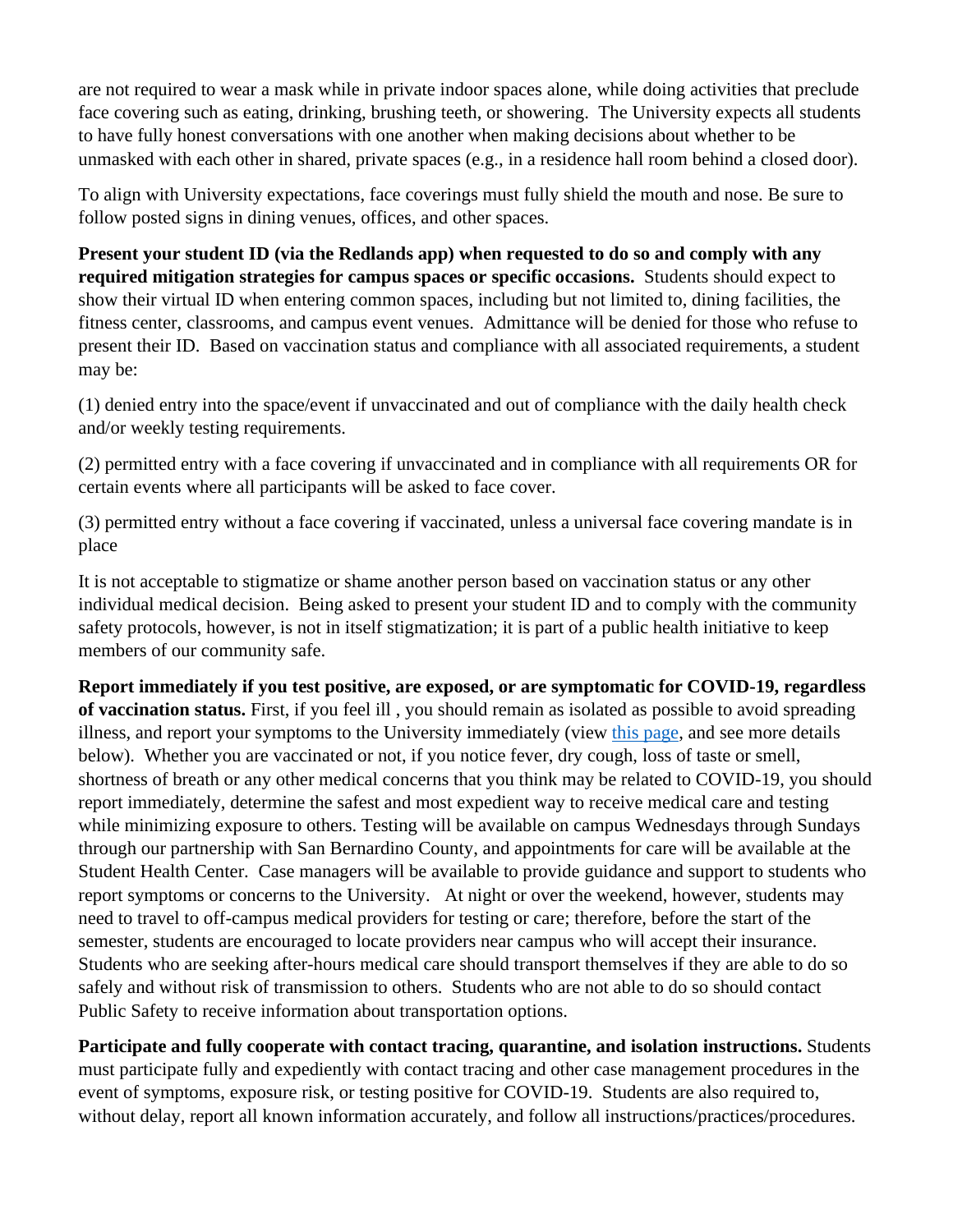are not required to wear a mask while in private indoor spaces alone, while doing activities that preclude face covering such as eating, drinking, brushing teeth, or showering. The University expects all students to have fully honest conversations with one another when making decisions about whether to be unmasked with each other in shared, private spaces (e.g., in a residence hall room behind a closed door).

To align with University expectations, face coverings must fully shield the mouth and nose. Be sure to follow posted signs in dining venues, offices, and other spaces.

**Present your student ID (via the Redlands app) when requested to do so and comply with any required mitigation strategies for campus spaces or specific occasions.** Students should expect to show their virtual ID when entering common spaces, including but not limited to, dining facilities, the fitness center, classrooms, and campus event venues. Admittance will be denied for those who refuse to present their ID. Based on vaccination status and compliance with all associated requirements, a student may be:

(1) denied entry into the space/event if unvaccinated and out of compliance with the daily health check and/or weekly testing requirements.

(2) permitted entry with a face covering if unvaccinated and in compliance with all requirements OR for certain events where all participants will be asked to face cover.

(3) permitted entry without a face covering if vaccinated, unless a universal face covering mandate is in place

It is not acceptable to stigmatize or shame another person based on vaccination status or any other individual medical decision. Being asked to present your student ID and to comply with the community safety protocols, however, is not in itself stigmatization; it is part of a public health initiative to keep members of our community safe.

**Report immediately if you test positive, are exposed, or are symptomatic for COVID-19, regardless of vaccination status.** First, if you feel ill , you should remain as isolated as possible to avoid spreading illness, and report your symptoms to the University immediately (view this page, and see more details below). Whether you are vaccinated or not, if you notice fever, dry cough, loss of taste or smell, shortness of breath or any other medical concerns that you think may be related to COVID-19, you should report immediately, determine the safest and most expedient way to receive medical care and testing while minimizing exposure to others. Testing will be available on campus Wednesdays through Sundays through our partnership with San Bernardino County, and appointments for care will be available at the Student Health Center. Case managers will be available to provide guidance and support to students who report symptoms or concerns to the University. At night or over the weekend, however, students may need to travel to off-campus medical providers for testing or care; therefore, before the start of the semester, students are encouraged to locate providers near campus who will accept their insurance. Students who are seeking after-hours medical care should transport themselves if they are able to do so safely and without risk of transmission to others. Students who are not able to do so should contact Public Safety to receive information about transportation options.

**Participate and fully cooperate with contact tracing, quarantine, and isolation instructions.** Students must participate fully and expediently with contact tracing and other case management procedures in the event of symptoms, exposure risk, or testing positive for COVID-19. Students are also required to, without delay, report all known information accurately, and follow all instructions/practices/procedures.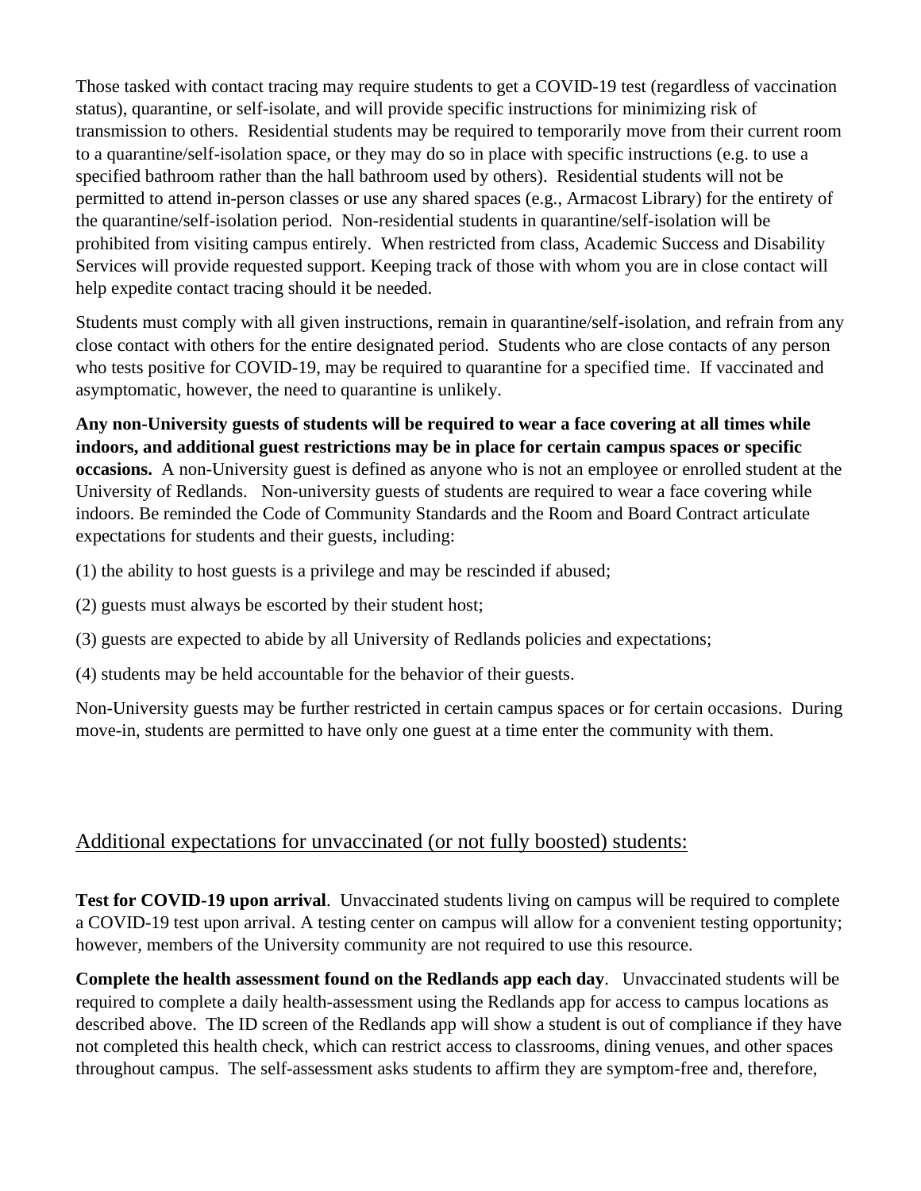Those tasked with contact tracing may require students to get a COVID-19 test (regardless of vaccination status), quarantine, or self-isolate, and will provide specific instructions for minimizing risk of transmission to others. Residential students may be required to temporarily move from their current room to a quarantine/self-isolation space, or they may do so in place with specific instructions (e.g. to use a specified bathroom rather than the hall bathroom used by others). Residential students will not be permitted to attend in-person classes or use any shared spaces (e.g., Armacost Library) for the entirety of the quarantine/self-isolation period. Non-residential students in quarantine/self-isolation will be prohibited from visiting campus entirely. When restricted from class, Academic Success and Disability Services will provide requested support. Keeping track of those with whom you are in close contact will help expedite contact tracing should it be needed.

Students must comply with all given instructions, remain in quarantine/self-isolation, and refrain from any close contact with others for the entire designated period. Students who are close contacts of any person who tests positive for COVID-19, may be required to quarantine for a specified time. If vaccinated and asymptomatic, however, the need to quarantine is unlikely.

**Any non-University guests of students will be required to wear a face covering at all times while indoors, and additional guest restrictions may be in place for certain campus spaces or specific occasions.** A non-University guest is defined as anyone who is not an employee or enrolled student at the University of Redlands. Non-university guests of students are required to wear a face covering while indoors. Be reminded the Code of Community Standards and the Room and Board Contract articulate expectations for students and their guests, including:

(1) the ability to host guests is a privilege and may be rescinded if abused;

(2) guests must always be escorted by their student host;

(3) guests are expected to abide by all University of Redlands policies and expectations;

(4) students may be held accountable for the behavior of their guests.

Non-University guests may be further restricted in certain campus spaces or for certain occasions. During move-in, students are permitted to have only one guest at a time enter the community with them.

## Additional expectations for unvaccinated (or not fully boosted) students:

**Test for COVID-19 upon arrival**. Unvaccinated students living on campus will be required to complete a COVID-19 test upon arrival. A testing center on campus will allow for a convenient testing opportunity; however, members of the University community are not required to use this resource.

**Complete the health assessment found on the Redlands app each day**. Unvaccinated students will be required to complete a daily health-assessment using the Redlands app for access to campus locations as described above. The ID screen of the Redlands app will show a student is out of compliance if they have not completed this health check, which can restrict access to classrooms, dining venues, and other spaces throughout campus. The self-assessment asks students to affirm they are symptom-free and, therefore,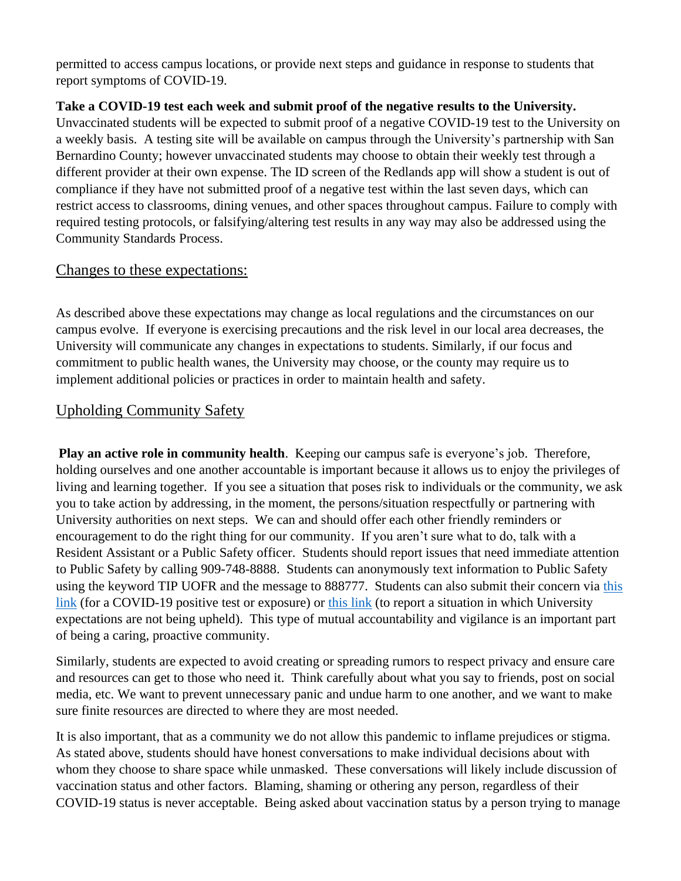permitted to access campus locations, or provide next steps and guidance in response to students that report symptoms of COVID-19.

**Take a COVID-19 test each week and submit proof of the negative results to the University.** Unvaccinated students will be expected to submit proof of a negative COVID-19 test to the University on a weekly basis. A testing site will be available on campus through the University's partnership with San Bernardino County; however unvaccinated students may choose to obtain their weekly test through a different provider at their own expense. The ID screen of the Redlands app will show a student is out of compliance if they have not submitted proof of a negative test within the last seven days, which can restrict access to classrooms, dining venues, and other spaces throughout campus. Failure to comply with required testing protocols, or falsifying/altering test results in any way may also be addressed using the Community Standards Process.

## Changes to these expectations:

As described above these expectations may change as local regulations and the circumstances on our campus evolve. If everyone is exercising precautions and the risk level in our local area decreases, the University will communicate any changes in expectations to students. Similarly, if our focus and commitment to public health wanes, the University may choose, or the county may require us to implement additional policies or practices in order to maintain health and safety.

## Upholding Community Safety

**Play an active role in community health**. Keeping our campus safe is everyone's job. Therefore, holding ourselves and one another accountable is important because it allows us to enjoy the privileges of living and learning together. If you see a situation that poses risk to individuals or the community, we ask you to take action by addressing, in the moment, the persons/situation respectfully or partnering with University authorities on next steps. We can and should offer each other friendly reminders or encouragement to do the right thing for our community. If you aren't sure what to do, talk with a Resident Assistant or a Public Safety officer. Students should report issues that need immediate attention to Public Safety by calling 909-748-8888. Students can anonymously text information to Public Safety using the keyword TIP UOFR and the message to 888777. Students can also submit their concern via this link (for a COVID-19 positive test or exposure) or this link (to report a situation in which University expectations are not being upheld). This type of mutual accountability and vigilance is an important part of being a caring, proactive community.

Similarly, students are expected to avoid creating or spreading rumors to respect privacy and ensure care and resources can get to those who need it. Think carefully about what you say to friends, post on social media, etc. We want to prevent unnecessary panic and undue harm to one another, and we want to make sure finite resources are directed to where they are most needed.

It is also important, that as a community we do not allow this pandemic to inflame prejudices or stigma. As stated above, students should have honest conversations to make individual decisions about with whom they choose to share space while unmasked. These conversations will likely include discussion of vaccination status and other factors. Blaming, shaming or othering any person, regardless of their COVID-19 status is never acceptable. Being asked about vaccination status by a person trying to manage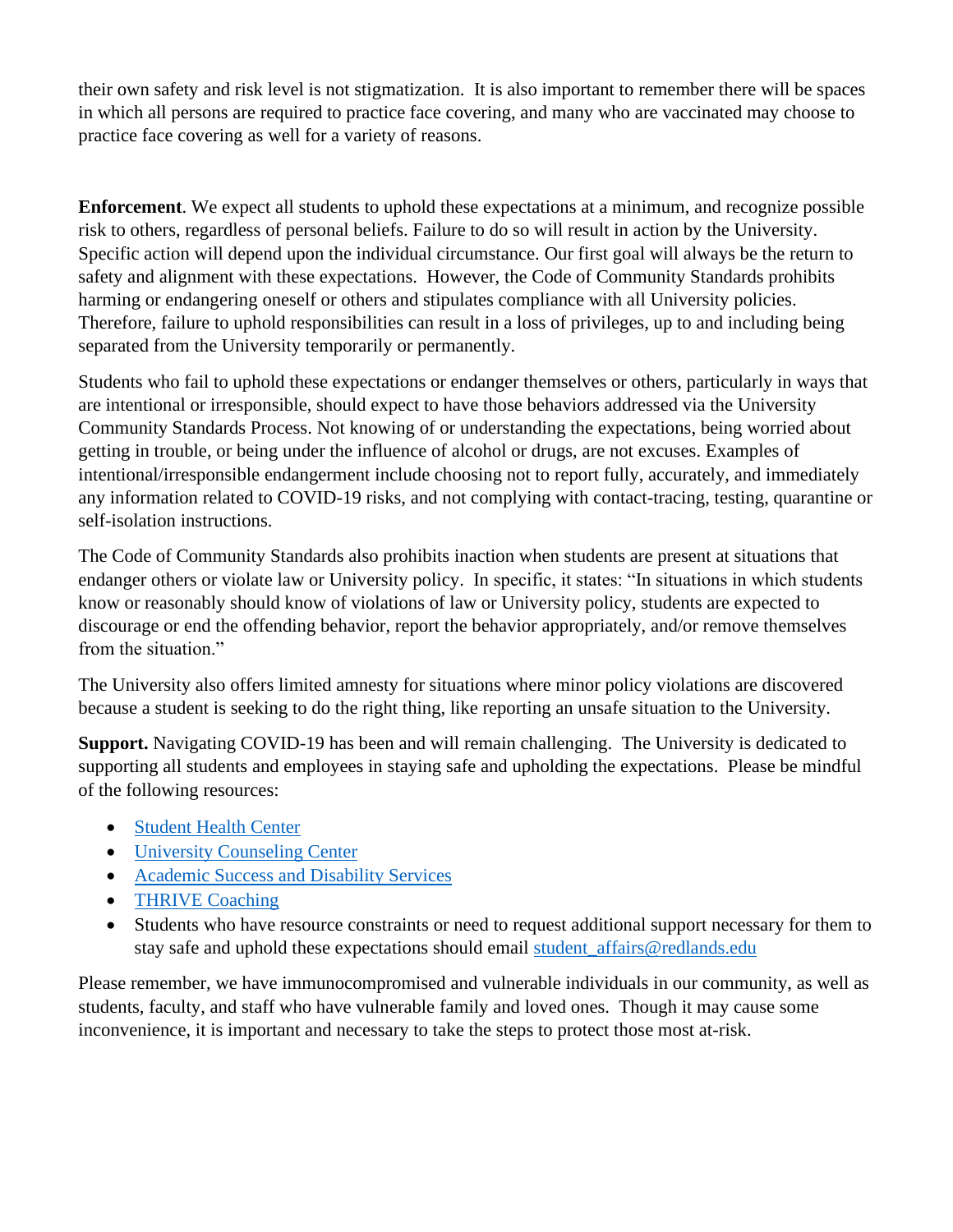their own safety and risk level is not stigmatization. It is also important to remember there will be spaces in which all persons are required to practice face covering, and many who are vaccinated may choose to practice face covering as well for a variety of reasons.

**Enforcement**. We expect all students to uphold these expectations at a minimum, and recognize possible risk to others, regardless of personal beliefs. Failure to do so will result in action by the University. Specific action will depend upon the individual circumstance. Our first goal will always be the return to safety and alignment with these expectations. However, the Code of Community Standards prohibits harming or endangering oneself or others and stipulates compliance with all University policies. Therefore, failure to uphold responsibilities can result in a loss of privileges, up to and including being separated from the University temporarily or permanently.

Students who fail to uphold these expectations or endanger themselves or others, particularly in ways that are intentional or irresponsible, should expect to have those behaviors addressed via the University Community Standards Process. Not knowing of or understanding the expectations, being worried about getting in trouble, or being under the influence of alcohol or drugs, are not excuses. Examples of intentional/irresponsible endangerment include choosing not to report fully, accurately, and immediately any information related to COVID-19 risks, and not complying with contact-tracing, testing, quarantine or self-isolation instructions.

The Code of Community Standards also prohibits inaction when students are present at situations that endanger others or violate law or University policy. In specific, it states: "In situations in which students know or reasonably should know of violations of law or University policy, students are expected to discourage or end the offending behavior, report the behavior appropriately, and/or remove themselves from the situation."

The University also offers limited amnesty for situations where minor policy violations are discovered because a student is seeking to do the right thing, like reporting an unsafe situation to the University.

**Support.** Navigating COVID-19 has been and will remain challenging. The University is dedicated to supporting all students and employees in staying safe and upholding the expectations. Please be mindful of the following resources:

- Student Health Center
- University Counseling Center
- Academic Success and Disability Services
- THRIVE Coaching
- Students who have resource constraints or need to request additional support necessary for them to stay safe and uphold these expectations should email student_affairs@redlands.edu

Please remember, we have immunocompromised and vulnerable individuals in our community, as well as students, faculty, and staff who have vulnerable family and loved ones. Though it may cause some inconvenience, it is important and necessary to take the steps to protect those most at-risk.